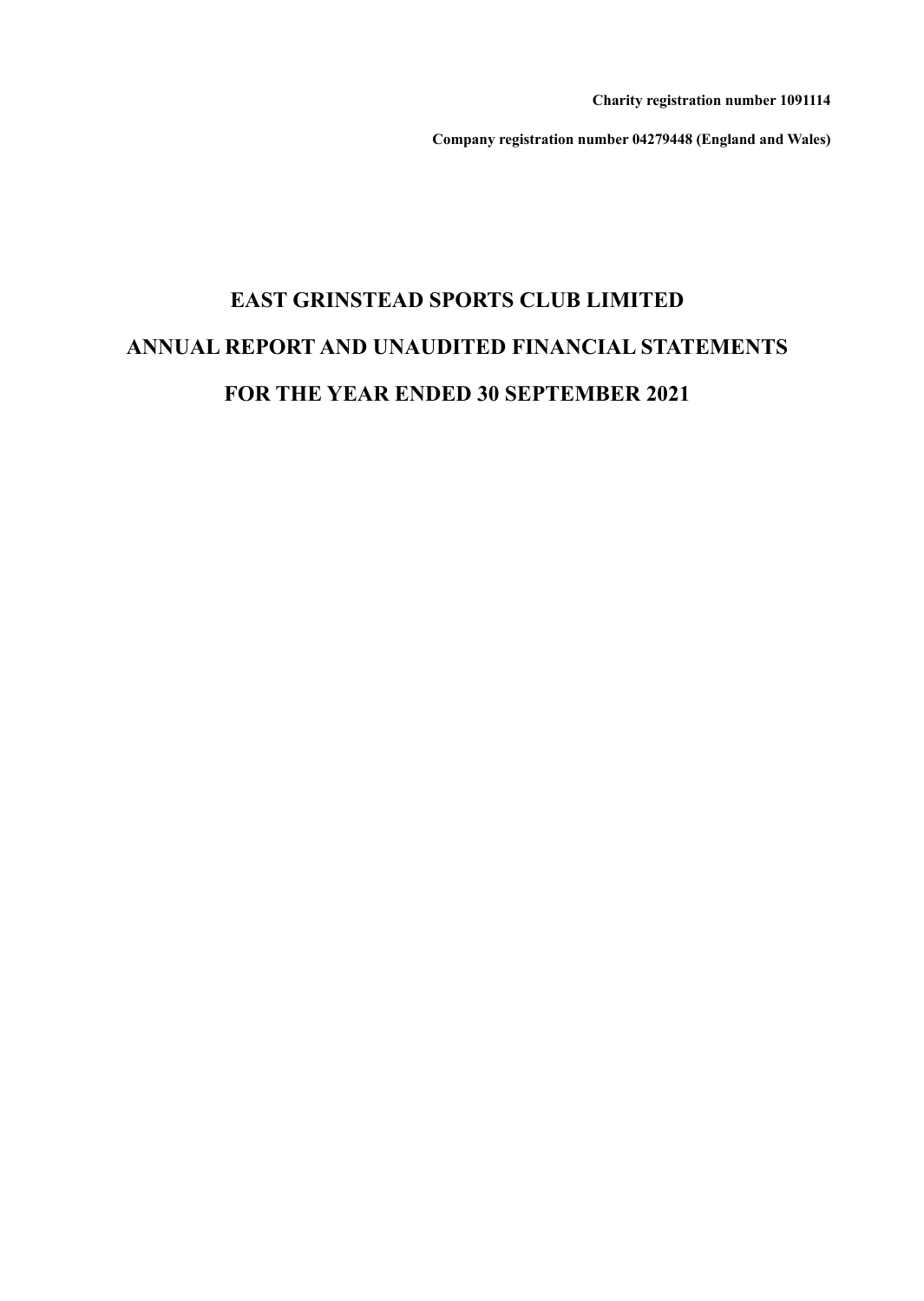**Charity registration number 1091114**

**Company registration number 04279448 (England and Wales)**

# EAST GRINSTEAD SPORTS CLUB LIMITED

# ANNUAL REPORT AND UNAUDITED FINANCIAL STATEMENTS

# FOR THE YEAR ENDED 30 SEPTEMBER 2021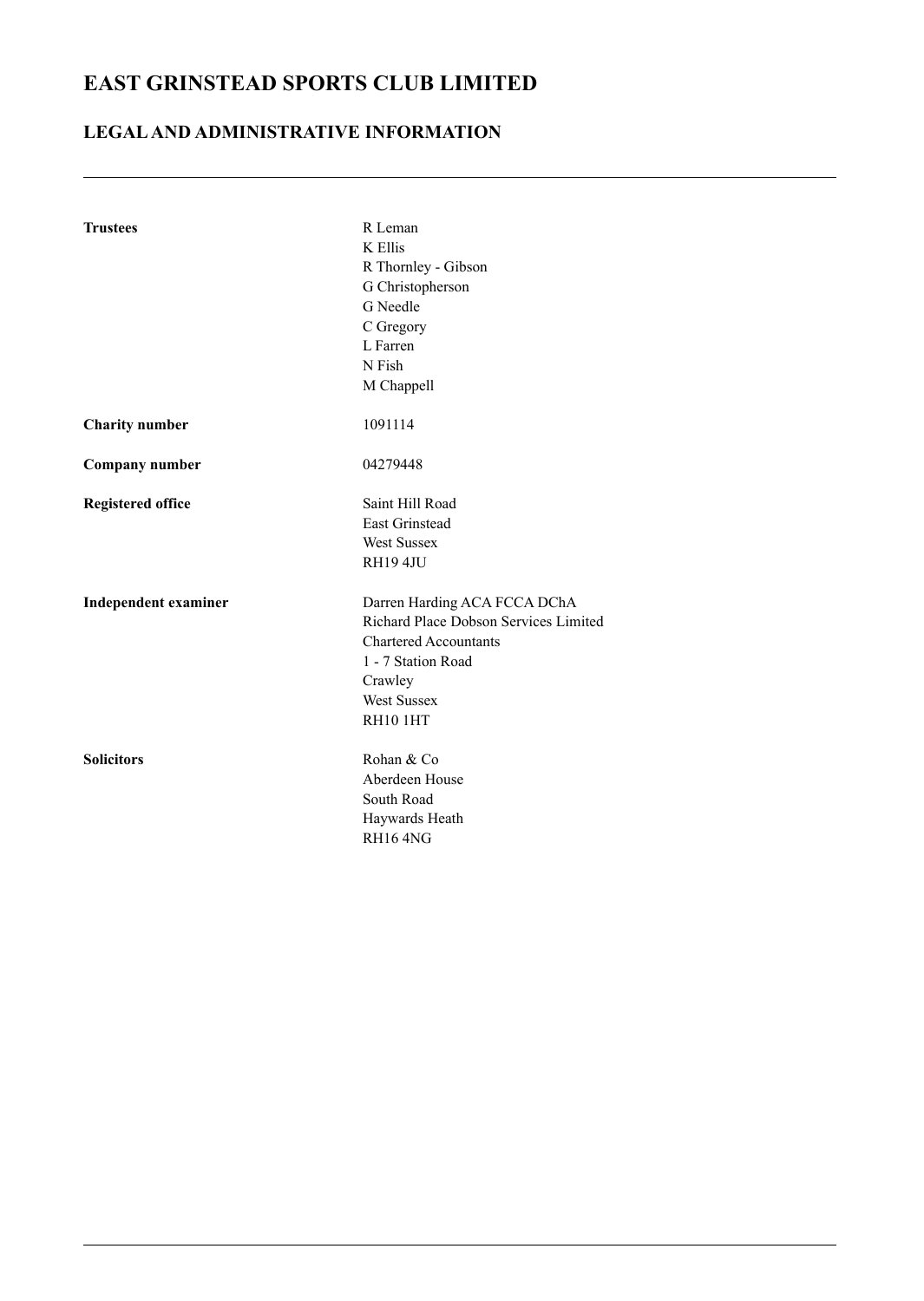# EAST GRINSTEAD SPORTS CLUB LIMITED

## LEGAL AND ADMINISTRATIVE INFORMATION

| | |
|---|---|
| **Trustees** | R Leman<br>K Ellis<br>R Thornley - Gibson<br>G Christopherson<br>G Needle<br>C Gregory<br>L Farren<br>N Fish<br>M Chappell |
| **Charity number** | 1091114 |
| **Company number** | 04279448 |
| **Registered office** | Saint Hill Road<br>East Grinstead<br>West Sussex<br>RH19 4JU |
| **Independent examiner** | Darren Harding ACA FCCA DChA<br>Richard Place Dobson Services Limited<br>Chartered Accountants<br>1 - 7 Station Road<br>Crawley<br>West Sussex<br>RH10 1HT |
| **Solicitors** | Rohan & Co<br>Aberdeen House<br>South Road<br>Haywards Heath<br>RH16 4NG |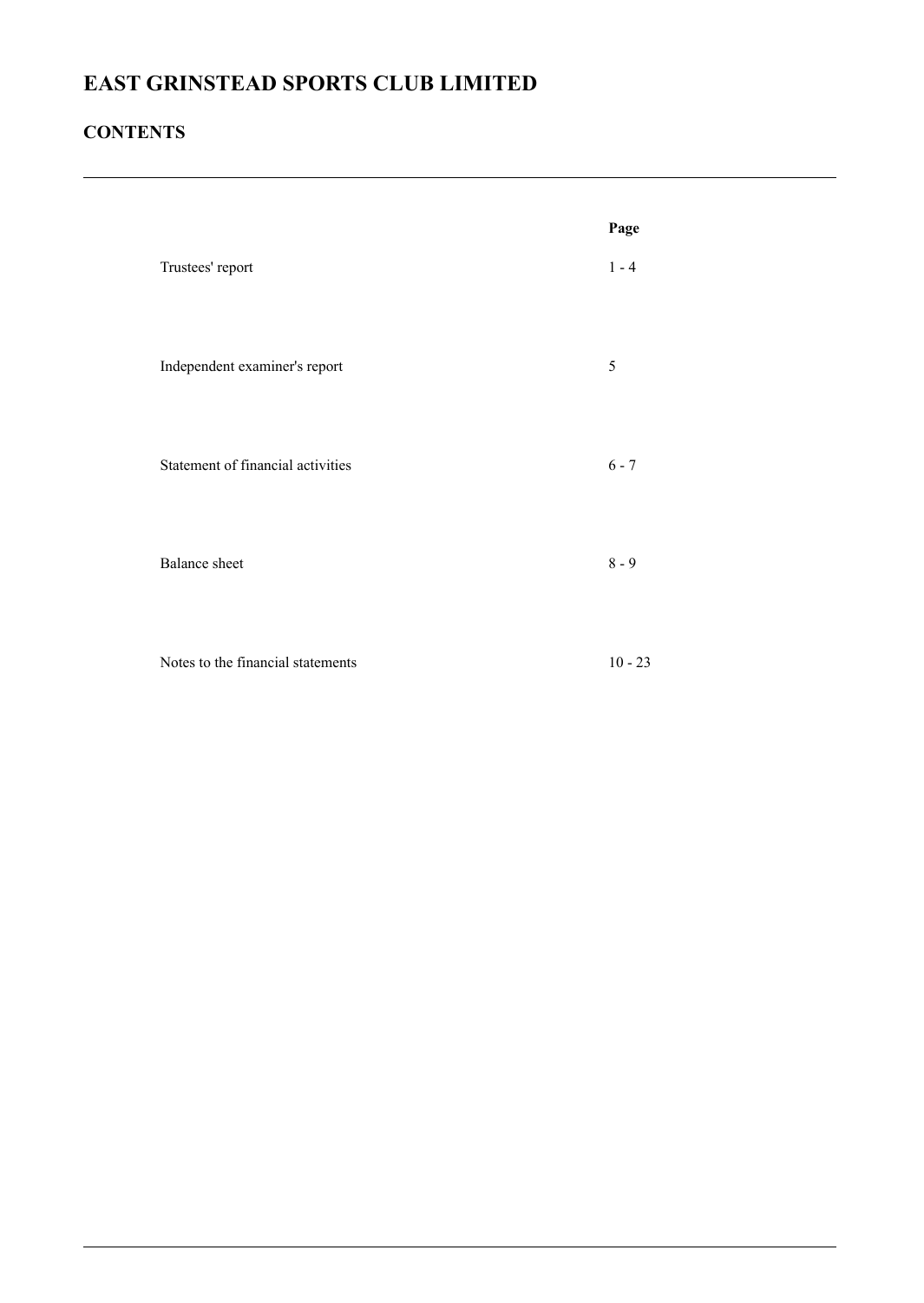# EAST GRINSTEAD SPORTS CLUB LIMITED

## CONTENTS

| | Page |
|---|---|
| Trustees' report | 1 - 4 |
| Independent examiner's report | 5 |
| Statement of financial activities | 6 - 7 |
| Balance sheet | 8 - 9 |
| Notes to the financial statements | 10 - 23 |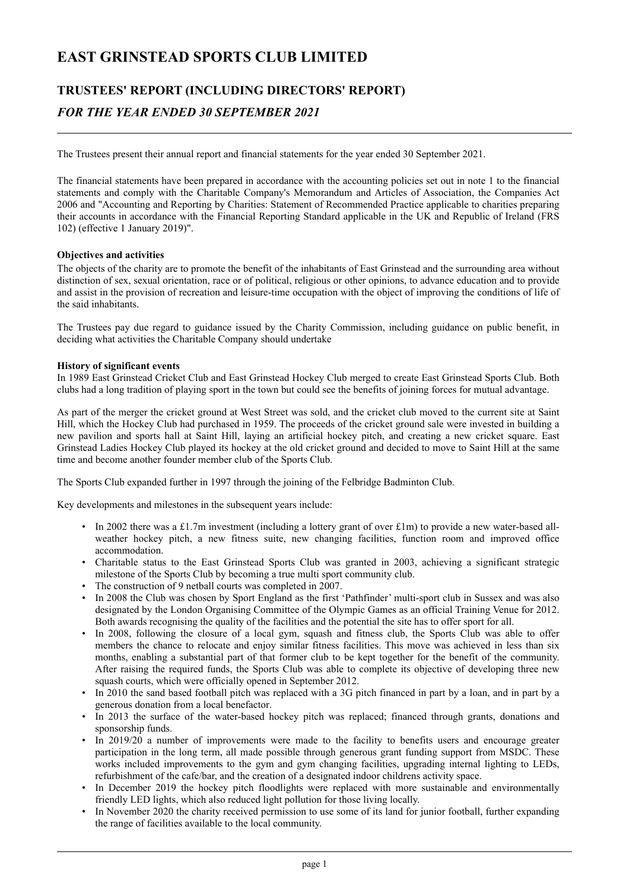# EAST GRINSTEAD SPORTS CLUB LIMITED

## TRUSTEES' REPORT (INCLUDING DIRECTORS' REPORT)

### *FOR THE YEAR ENDED 30 SEPTEMBER 2021*

The Trustees present their annual report and financial statements for the year ended 30 September 2021.

The financial statements have been prepared in accordance with the accounting policies set out in note 1 to the financial statements and comply with the Charitable Company's Memorandum and Articles of Association, the Companies Act 2006 and "Accounting and Reporting by Charities: Statement of Recommended Practice applicable to charities preparing their accounts in accordance with the Financial Reporting Standard applicable in the UK and Republic of Ireland (FRS 102) (effective 1 January 2019)".

**Objectives and activities**

The objects of the charity are to promote the benefit of the inhabitants of East Grinstead and the surrounding area without distinction of sex, sexual orientation, race or of political, religious or other opinions, to advance education and to provide and assist in the provision of recreation and leisure-time occupation with the object of improving the conditions of life of the said inhabitants.

The Trustees pay due regard to guidance issued by the Charity Commission, including guidance on public benefit, in deciding what activities the Charitable Company should undertake

**History of significant events**

In 1989 East Grinstead Cricket Club and East Grinstead Hockey Club merged to create East Grinstead Sports Club. Both clubs had a long tradition of playing sport in the town but could see the benefits of joining forces for mutual advantage.

As part of the merger the cricket ground at West Street was sold, and the cricket club moved to the current site at Saint Hill, which the Hockey Club had purchased in 1959. The proceeds of the cricket ground sale were invested in building a new pavilion and sports hall at Saint Hill, laying an artificial hockey pitch, and creating a new cricket square. East Grinstead Ladies Hockey Club played its hockey at the old cricket ground and decided to move to Saint Hill at the same time and become another founder member club of the Sports Club.

The Sports Club expanded further in 1997 through the joining of the Felbridge Badminton Club.

Key developments and milestones in the subsequent years include:

- In 2002 there was a £1.7m investment (including a lottery grant of over £1m) to provide a new water-based all-weather hockey pitch, a new fitness suite, new changing facilities, function room and improved office accommodation.
- Charitable status to the East Grinstead Sports Club was granted in 2003, achieving a significant strategic milestone of the Sports Club by becoming a true multi sport community club.
- The construction of 9 netball courts was completed in 2007.
- In 2008 the Club was chosen by Sport England as the first 'Pathfinder' multi-sport club in Sussex and was also designated by the London Organising Committee of the Olympic Games as an official Training Venue for 2012. Both awards recognising the quality of the facilities and the potential the site has to offer sport for all.
- In 2008, following the closure of a local gym, squash and fitness club, the Sports Club was able to offer members the chance to relocate and enjoy similar fitness facilities. This move was achieved in less than six months, enabling a substantial part of that former club to be kept together for the benefit of the community. After raising the required funds, the Sports Club was able to complete its objective of developing three new squash courts, which were officially opened in September 2012.
- In 2010 the sand based football pitch was replaced with a 3G pitch financed in part by a loan, and in part by a generous donation from a local benefactor.
- In 2013 the surface of the water-based hockey pitch was replaced; financed through grants, donations and sponsorship funds.
- In 2019/20 a number of improvements were made to the facility to benefits users and encourage greater participation in the long term, all made possible through generous grant funding support from MSDC. These works included improvements to the gym and gym changing facilities, upgrading internal lighting to LEDs, refurbishment of the cafe/bar, and the creation of a designated indoor childrens activity space.
- In December 2019 the hockey pitch floodlights were replaced with more sustainable and environmentally friendly LED lights, which also reduced light pollution for those living locally.
- In November 2020 the charity received permission to use some of its land for junior football, further expanding the range of facilities available to the local community.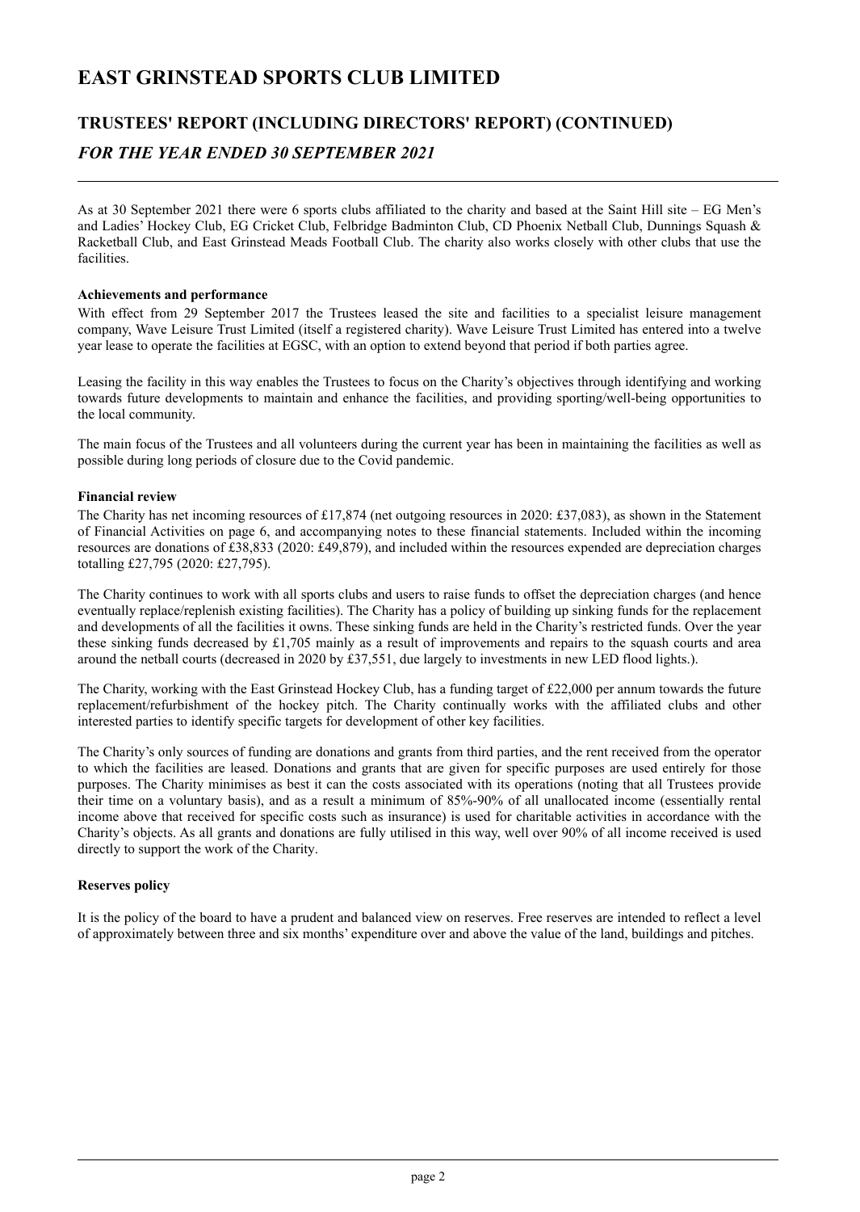# EAST GRINSTEAD SPORTS CLUB LIMITED

## TRUSTEES' REPORT (INCLUDING DIRECTORS' REPORT) (CONTINUED)

### *FOR THE YEAR ENDED 30 SEPTEMBER 2021*

As at 30 September 2021 there were 6 sports clubs affiliated to the charity and based at the Saint Hill site – EG Men's and Ladies' Hockey Club, EG Cricket Club, Felbridge Badminton Club, CD Phoenix Netball Club, Dunnings Squash & Racketball Club, and East Grinstead Meads Football Club. The charity also works closely with other clubs that use the facilities.

**Achievements and performance**

With effect from 29 September 2017 the Trustees leased the site and facilities to a specialist leisure management company, Wave Leisure Trust Limited (itself a registered charity). Wave Leisure Trust Limited has entered into a twelve year lease to operate the facilities at EGSC, with an option to extend beyond that period if both parties agree.

Leasing the facility in this way enables the Trustees to focus on the Charity's objectives through identifying and working towards future developments to maintain and enhance the facilities, and providing sporting/well-being opportunities to the local community.

The main focus of the Trustees and all volunteers during the current year has been in maintaining the facilities as well as possible during long periods of closure due to the Covid pandemic.

**Financial review**

The Charity has net incoming resources of £17,874 (net outgoing resources in 2020: £37,083), as shown in the Statement of Financial Activities on page 6, and accompanying notes to these financial statements. Included within the incoming resources are donations of £38,833 (2020: £49,879), and included within the resources expended are depreciation charges totalling £27,795 (2020: £27,795).

The Charity continues to work with all sports clubs and users to raise funds to offset the depreciation charges (and hence eventually replace/replenish existing facilities). The Charity has a policy of building up sinking funds for the replacement and developments of all the facilities it owns. These sinking funds are held in the Charity's restricted funds. Over the year these sinking funds decreased by £1,705 mainly as a result of improvements and repairs to the squash courts and area around the netball courts (decreased in 2020 by £37,551, due largely to investments in new LED flood lights.).

The Charity, working with the East Grinstead Hockey Club, has a funding target of £22,000 per annum towards the future replacement/refurbishment of the hockey pitch. The Charity continually works with the affiliated clubs and other interested parties to identify specific targets for development of other key facilities.

The Charity's only sources of funding are donations and grants from third parties, and the rent received from the operator to which the facilities are leased. Donations and grants that are given for specific purposes are used entirely for those purposes. The Charity minimises as best it can the costs associated with its operations (noting that all Trustees provide their time on a voluntary basis), and as a result a minimum of 85%-90% of all unallocated income (essentially rental income above that received for specific costs such as insurance) is used for charitable activities in accordance with the Charity's objects. As all grants and donations are fully utilised in this way, well over 90% of all income received is used directly to support the work of the Charity.

**Reserves policy**

It is the policy of the board to have a prudent and balanced view on reserves. Free reserves are intended to reflect a level of approximately between three and six months' expenditure over and above the value of the land, buildings and pitches.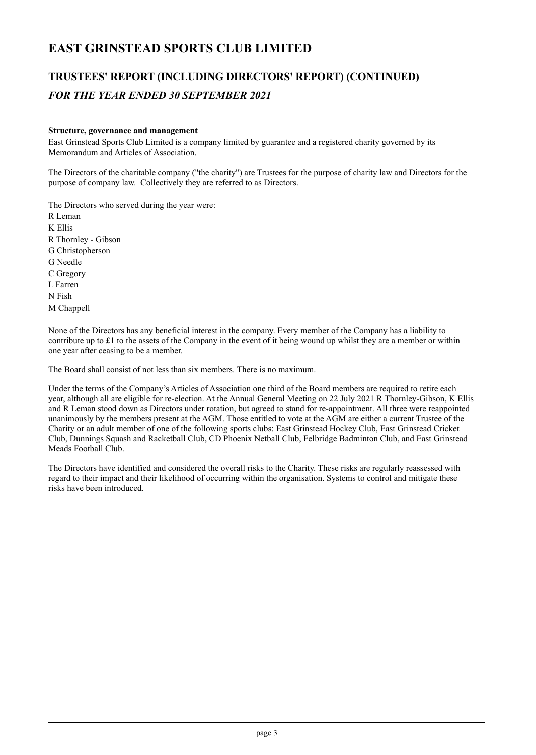# EAST GRINSTEAD SPORTS CLUB LIMITED

## TRUSTEES' REPORT (INCLUDING DIRECTORS' REPORT) (CONTINUED)

### *FOR THE YEAR ENDED 30 SEPTEMBER 2021*

**Structure, governance and management**

East Grinstead Sports Club Limited is a company limited by guarantee and a registered charity governed by its Memorandum and Articles of Association.

The Directors of the charitable company ("the charity") are Trustees for the purpose of charity law and Directors for the purpose of company law. Collectively they are referred to as Directors.

The Directors who served during the year were:

R Leman
K Ellis
R Thornley - Gibson
G Christopherson
G Needle
C Gregory
L Farren
N Fish
M Chappell

None of the Directors has any beneficial interest in the company. Every member of the Company has a liability to contribute up to £1 to the assets of the Company in the event of it being wound up whilst they are a member or within one year after ceasing to be a member.

The Board shall consist of not less than six members. There is no maximum.

Under the terms of the Company's Articles of Association one third of the Board members are required to retire each year, although all are eligible for re-election. At the Annual General Meeting on 22 July 2021 R Thornley-Gibson, K Ellis and R Leman stood down as Directors under rotation, but agreed to stand for re-appointment. All three were reappointed unanimously by the members present at the AGM. Those entitled to vote at the AGM are either a current Trustee of the Charity or an adult member of one of the following sports clubs: East Grinstead Hockey Club, East Grinstead Cricket Club, Dunnings Squash and Racketball Club, CD Phoenix Netball Club, Felbridge Badminton Club, and East Grinstead Meads Football Club.

The Directors have identified and considered the overall risks to the Charity. These risks are regularly reassessed with regard to their impact and their likelihood of occurring within the organisation. Systems to control and mitigate these risks have been introduced.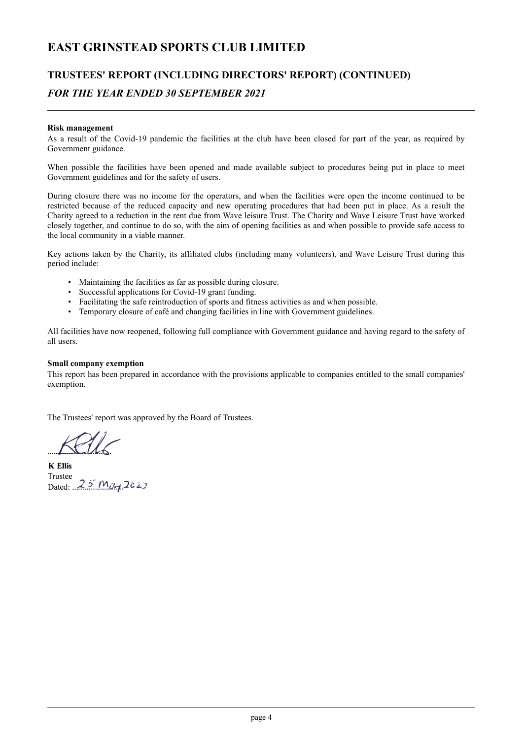# EAST GRINSTEAD SPORTS CLUB LIMITED

## TRUSTEES' REPORT (INCLUDING DIRECTORS' REPORT) (CONTINUED)

### *FOR THE YEAR ENDED 30 SEPTEMBER 2021*

**Risk management**

As a result of the Covid-19 pandemic the facilities at the club have been closed for part of the year, as required by Government guidance.

When possible the facilities have been opened and made available subject to procedures being put in place to meet Government guidelines and for the safety of users.

During closure there was no income for the operators, and when the facilities were open the income continued to be restricted because of the reduced capacity and new operating procedures that had been put in place. As a result the Charity agreed to a reduction in the rent due from Wave leisure Trust. The Charity and Wave Leisure Trust have worked closely together, and continue to do so, with the aim of opening facilities as and when possible to provide safe access to the local community in a viable manner.

Key actions taken by the Charity, its affiliated clubs (including many volunteers), and Wave Leisure Trust during this period include:

- Maintaining the facilities as far as possible during closure.
- Successful applications for Covid-19 grant funding.
- Facilitating the safe reintroduction of sports and fitness activities as and when possible.
- Temporary closure of café and changing facilities in line with Government guidelines.

All facilities have now reopened, following full compliance with Government guidance and having regard to the safety of all users.

**Small company exemption**

This report has been prepared in accordance with the provisions applicable to companies entitled to the small companies' exemption.

The Trustees' report was approved by the Board of Trustees.

.............................

**K Ellis**

Trustee

Dated: 25 May 2022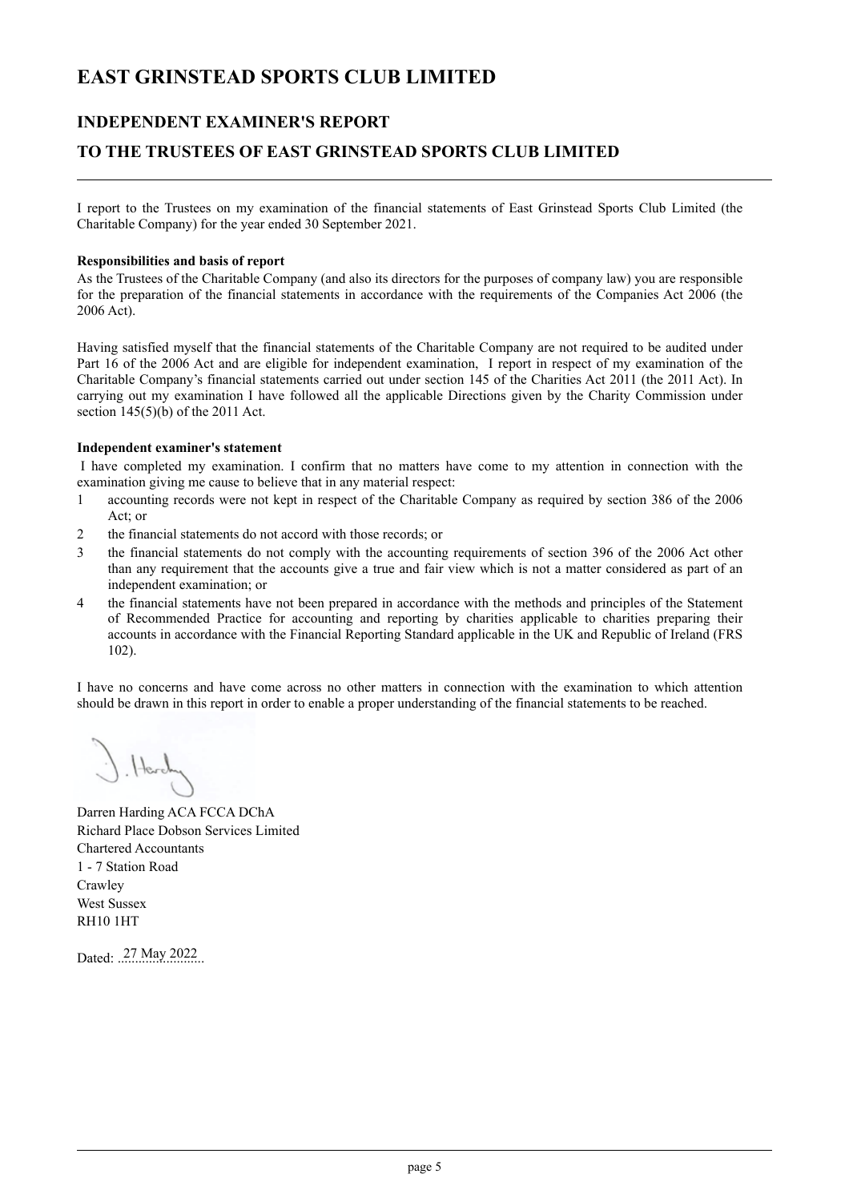# EAST GRINSTEAD SPORTS CLUB LIMITED

## INDEPENDENT EXAMINER'S REPORT

## TO THE TRUSTEES OF EAST GRINSTEAD SPORTS CLUB LIMITED

I report to the Trustees on my examination of the financial statements of East Grinstead Sports Club Limited (the Charitable Company) for the year ended 30 September 2021.

**Responsibilities and basis of report**

As the Trustees of the Charitable Company (and also its directors for the purposes of company law) you are responsible for the preparation of the financial statements in accordance with the requirements of the Companies Act 2006 (the 2006 Act).

Having satisfied myself that the financial statements of the Charitable Company are not required to be audited under Part 16 of the 2006 Act and are eligible for independent examination, I report in respect of my examination of the Charitable Company's financial statements carried out under section 145 of the Charities Act 2011 (the 2011 Act). In carrying out my examination I have followed all the applicable Directions given by the Charity Commission under section 145(5)(b) of the 2011 Act.

**Independent examiner's statement**

I have completed my examination. I confirm that no matters have come to my attention in connection with the examination giving me cause to believe that in any material respect:

1. accounting records were not kept in respect of the Charitable Company as required by section 386 of the 2006 Act; or
2. the financial statements do not accord with those records; or
3. the financial statements do not comply with the accounting requirements of section 396 of the 2006 Act other than any requirement that the accounts give a true and fair view which is not a matter considered as part of an independent examination; or
4. the financial statements have not been prepared in accordance with the methods and principles of the Statement of Recommended Practice for accounting and reporting by charities applicable to charities preparing their accounts in accordance with the Financial Reporting Standard applicable in the UK and Republic of Ireland (FRS 102).

I have no concerns and have come across no other matters in connection with the examination to which attention should be drawn in this report in order to enable a proper understanding of the financial statements to be reached.

D. Harding

Darren Harding ACA FCCA DChA
Richard Place Dobson Services Limited
Chartered Accountants
1 - 7 Station Road
Crawley
West Sussex
RH10 1HT

Dated: 27 May 2022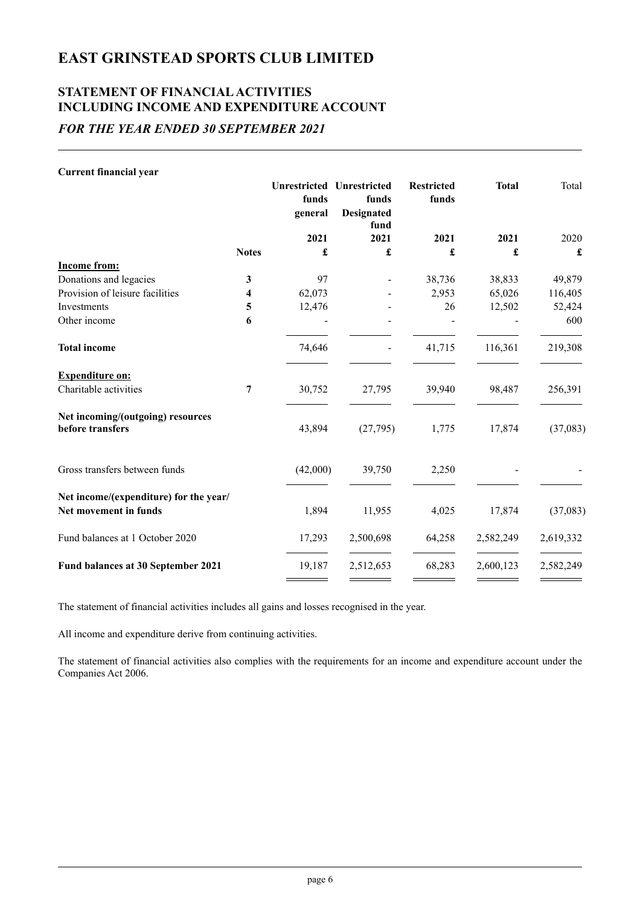# EAST GRINSTEAD SPORTS CLUB LIMITED

## STATEMENT OF FINANCIAL ACTIVITIES INCLUDING INCOME AND EXPENDITURE ACCOUNT

### *FOR THE YEAR ENDED 30 SEPTEMBER 2021*

**Current financial year**

| | | **Unrestricted funds general** | **Unrestricted funds Designated fund** | **Restricted funds** | **Total** | Total |
|---|---|---|---|---|---|---|
| | | **2021** | **2021** | **2021** | **2021** | 2020 |
| | **Notes** | **£** | **£** | **£** | **£** | **£** |
| **Income from:** | | | | | | |
| Donations and legacies | **3** | 97 | - | 38,736 | 38,833 | 49,879 |
| Provision of leisure facilities | **4** | 62,073 | - | 2,953 | 65,026 | 116,405 |
| Investments | **5** | 12,476 | - | 26 | 12,502 | 52,424 |
| Other income | **6** | - | - | - | - | 600 |
| **Total income** | | 74,646 | - | 41,715 | 116,361 | 219,308 |
| **Expenditure on:** | | | | | | |
| Charitable activities | **7** | 30,752 | 27,795 | 39,940 | 98,487 | 256,391 |
| **Net incoming/(outgoing) resources before transfers** | | 43,894 | (27,795) | 1,775 | 17,874 | (37,083) |
| Gross transfers between funds | | (42,000) | 39,750 | 2,250 | - | - |
| **Net income/(expenditure) for the year/ Net movement in funds** | | 1,894 | 11,955 | 4,025 | 17,874 | (37,083) |
| Fund balances at 1 October 2020 | | 17,293 | 2,500,698 | 64,258 | 2,582,249 | 2,619,332 |
| **Fund balances at 30 September 2021** | | 19,187 | 2,512,653 | 68,283 | 2,600,123 | 2,582,249 |

The statement of financial activities includes all gains and losses recognised in the year.

All income and expenditure derive from continuing activities.

The statement of financial activities also complies with the requirements for an income and expenditure account under the Companies Act 2006.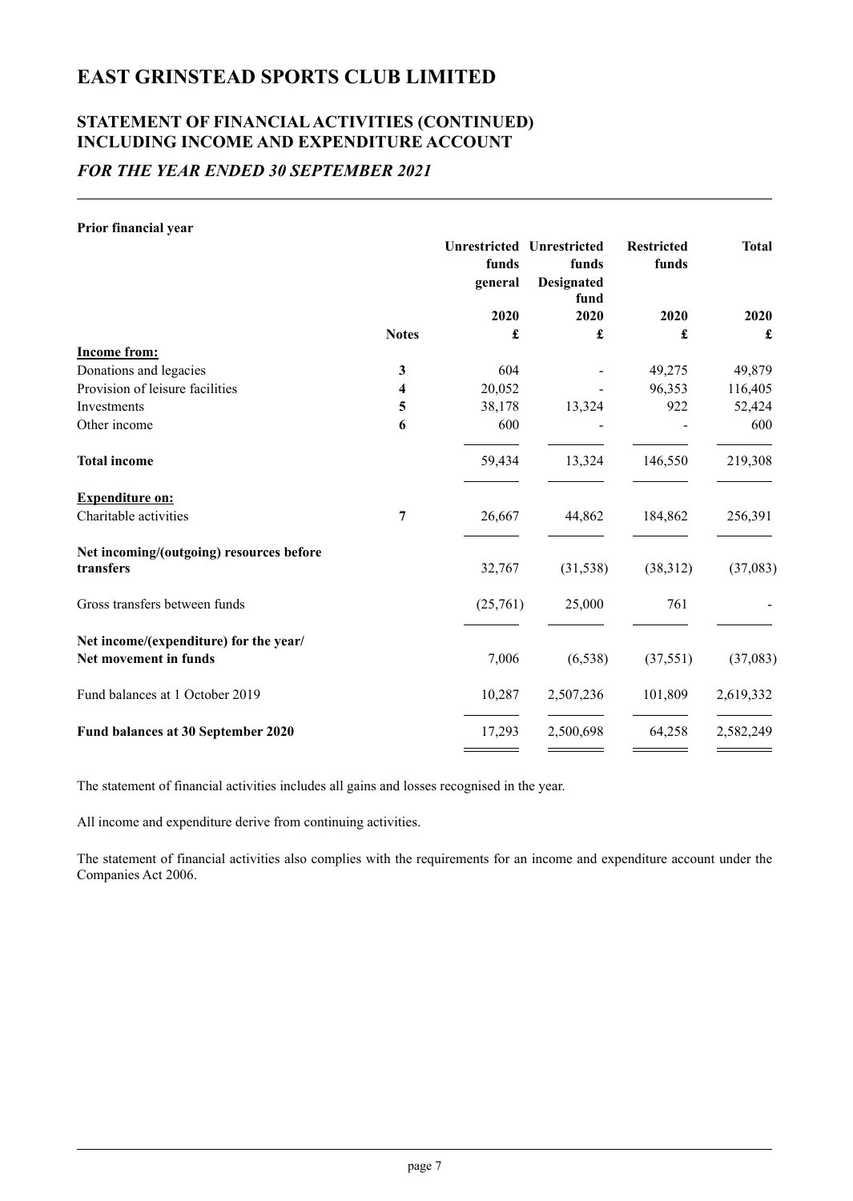# EAST GRINSTEAD SPORTS CLUB LIMITED

## STATEMENT OF FINANCIAL ACTIVITIES (CONTINUED) INCLUDING INCOME AND EXPENDITURE ACCOUNT

### *FOR THE YEAR ENDED 30 SEPTEMBER 2021*

**Prior financial year**

| | Notes | Unrestricted funds general 2020 £ | Unrestricted funds Designated fund 2020 £ | Restricted funds 2020 £ | Total 2020 £ |
|---|---|---|---|---|---|
| **Income from:** | | | | | |
| Donations and legacies | 3 | 604 | - | 49,275 | 49,879 |
| Provision of leisure facilities | 4 | 20,052 | - | 96,353 | 116,405 |
| Investments | 5 | 38,178 | 13,324 | 922 | 52,424 |
| Other income | 6 | 600 | - | - | 600 |
| **Total income** | | 59,434 | 13,324 | 146,550 | 219,308 |
| **Expenditure on:** | | | | | |
| Charitable activities | 7 | 26,667 | 44,862 | 184,862 | 256,391 |
| **Net incoming/(outgoing) resources before transfers** | | 32,767 | (31,538) | (38,312) | (37,083) |
| Gross transfers between funds | | (25,761) | 25,000 | 761 | - |
| **Net income/(expenditure) for the year/ Net movement in funds** | | 7,006 | (6,538) | (37,551) | (37,083) |
| Fund balances at 1 October 2019 | | 10,287 | 2,507,236 | 101,809 | 2,619,332 |
| **Fund balances at 30 September 2020** | | 17,293 | 2,500,698 | 64,258 | 2,582,249 |

The statement of financial activities includes all gains and losses recognised in the year.

All income and expenditure derive from continuing activities.

The statement of financial activities also complies with the requirements for an income and expenditure account under the Companies Act 2006.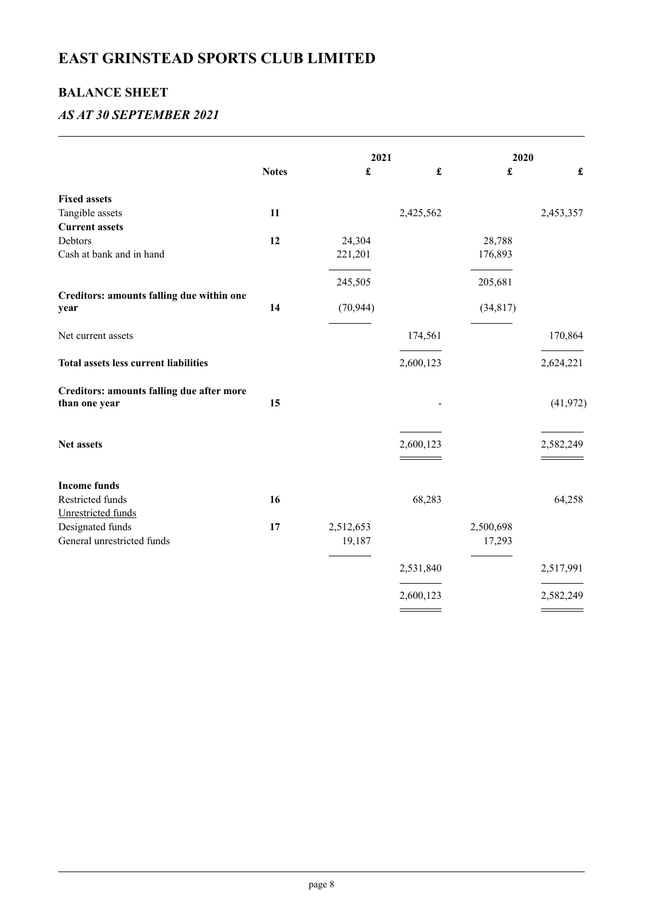# EAST GRINSTEAD SPORTS CLUB LIMITED

## BALANCE SHEET

### *AS AT 30 SEPTEMBER 2021*

| | Notes | 2021 £ | 2021 £ | 2020 £ | 2020 £ |
|---|---|---|---|---|---|
| **Fixed assets** | | | | | |
| Tangible assets | **11** | | 2,425,562 | | 2,453,357 |
| **Current assets** | | | | | |
| Debtors | **12** | 24,304 | | 28,788 | |
| Cash at bank and in hand | | 221,201 | | 176,893 | |
| | | 245,505 | | 205,681 | |
| **Creditors: amounts falling due within one year** | **14** | (70,944) | | (34,817) | |
| Net current assets | | | 174,561 | | 170,864 |
| **Total assets less current liabilities** | | | 2,600,123 | | 2,624,221 |
| **Creditors: amounts falling due after more than one year** | **15** | | - | | (41,972) |
| **Net assets** | | | 2,600,123 | | 2,582,249 |
| **Income funds** | | | | | |
| Restricted funds | **16** | | 68,283 | | 64,258 |
| Unrestricted funds | | | | | |
| Designated funds | **17** | 2,512,653 | | 2,500,698 | |
| General unrestricted funds | | 19,187 | | 17,293 | |
| | | | 2,531,840 | | 2,517,991 |
| | | | 2,600,123 | | 2,582,249 |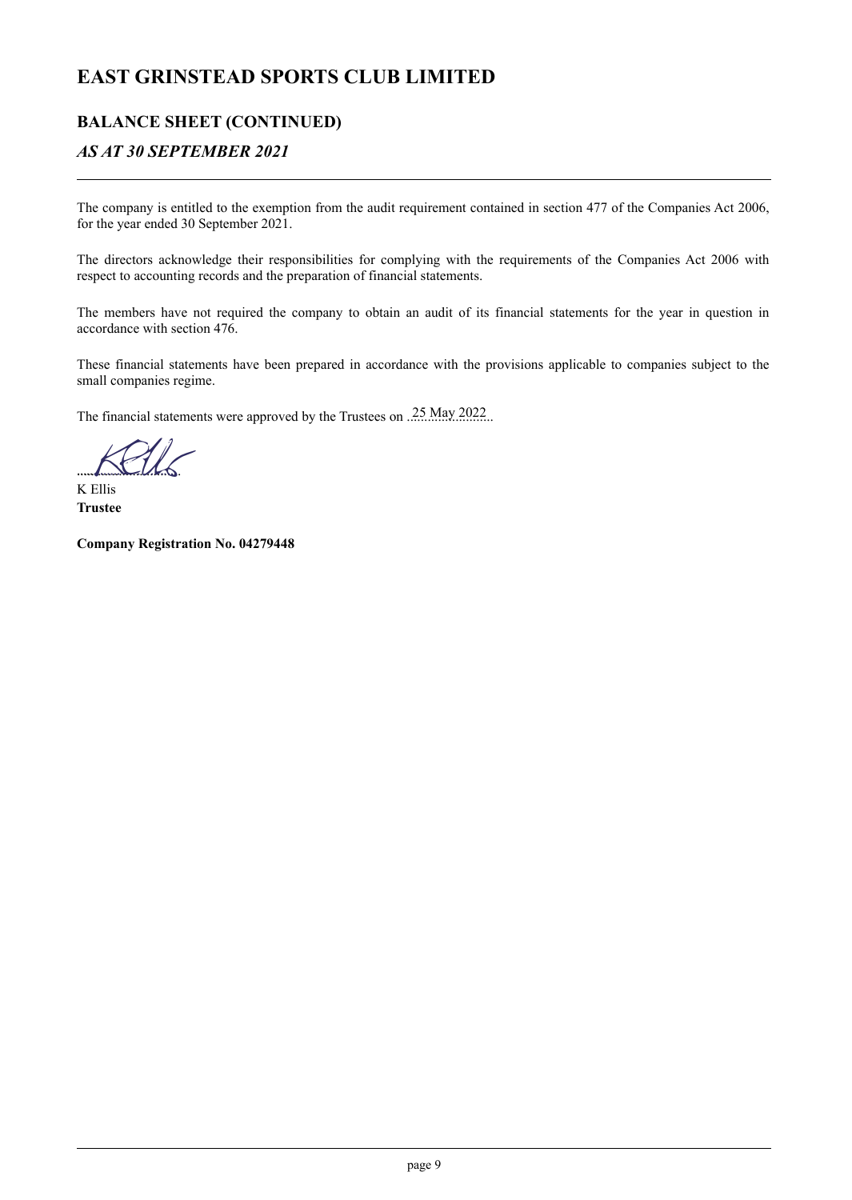# EAST GRINSTEAD SPORTS CLUB LIMITED

## BALANCE SHEET (CONTINUED)

### *AS AT 30 SEPTEMBER 2021*

The company is entitled to the exemption from the audit requirement contained in section 477 of the Companies Act 2006, for the year ended 30 September 2021.

The directors acknowledge their responsibilities for complying with the requirements of the Companies Act 2006 with respect to accounting records and the preparation of financial statements.

The members have not required the company to obtain an audit of its financial statements for the year in question in accordance with section 476.

These financial statements have been prepared in accordance with the provisions applicable to companies subject to the small companies regime.

The financial statements were approved by the Trustees on 25 May 2022

K Ellis
**Trustee**

**Company Registration No. 04279448**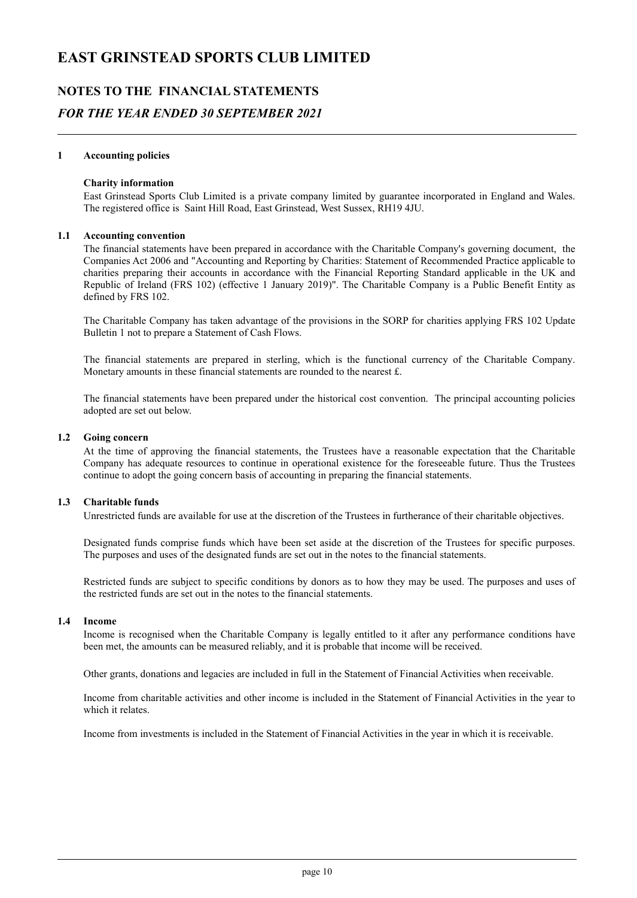# EAST GRINSTEAD SPORTS CLUB LIMITED

## NOTES TO THE FINANCIAL STATEMENTS

### *FOR THE YEAR ENDED 30 SEPTEMBER 2021*

**1 Accounting policies**

**Charity information**

East Grinstead Sports Club Limited is a private company limited by guarantee incorporated in England and Wales. The registered office is Saint Hill Road, East Grinstead, West Sussex, RH19 4JU.

**1.1 Accounting convention**

The financial statements have been prepared in accordance with the Charitable Company's governing document, the Companies Act 2006 and "Accounting and Reporting by Charities: Statement of Recommended Practice applicable to charities preparing their accounts in accordance with the Financial Reporting Standard applicable in the UK and Republic of Ireland (FRS 102) (effective 1 January 2019)". The Charitable Company is a Public Benefit Entity as defined by FRS 102.

The Charitable Company has taken advantage of the provisions in the SORP for charities applying FRS 102 Update Bulletin 1 not to prepare a Statement of Cash Flows.

The financial statements are prepared in sterling, which is the functional currency of the Charitable Company. Monetary amounts in these financial statements are rounded to the nearest £.

The financial statements have been prepared under the historical cost convention. The principal accounting policies adopted are set out below.

**1.2 Going concern**

At the time of approving the financial statements, the Trustees have a reasonable expectation that the Charitable Company has adequate resources to continue in operational existence for the foreseeable future. Thus the Trustees continue to adopt the going concern basis of accounting in preparing the financial statements.

**1.3 Charitable funds**

Unrestricted funds are available for use at the discretion of the Trustees in furtherance of their charitable objectives.

Designated funds comprise funds which have been set aside at the discretion of the Trustees for specific purposes. The purposes and uses of the designated funds are set out in the notes to the financial statements.

Restricted funds are subject to specific conditions by donors as to how they may be used. The purposes and uses of the restricted funds are set out in the notes to the financial statements.

**1.4 Income**

Income is recognised when the Charitable Company is legally entitled to it after any performance conditions have been met, the amounts can be measured reliably, and it is probable that income will be received.

Other grants, donations and legacies are included in full in the Statement of Financial Activities when receivable.

Income from charitable activities and other income is included in the Statement of Financial Activities in the year to which it relates.

Income from investments is included in the Statement of Financial Activities in the year in which it is receivable.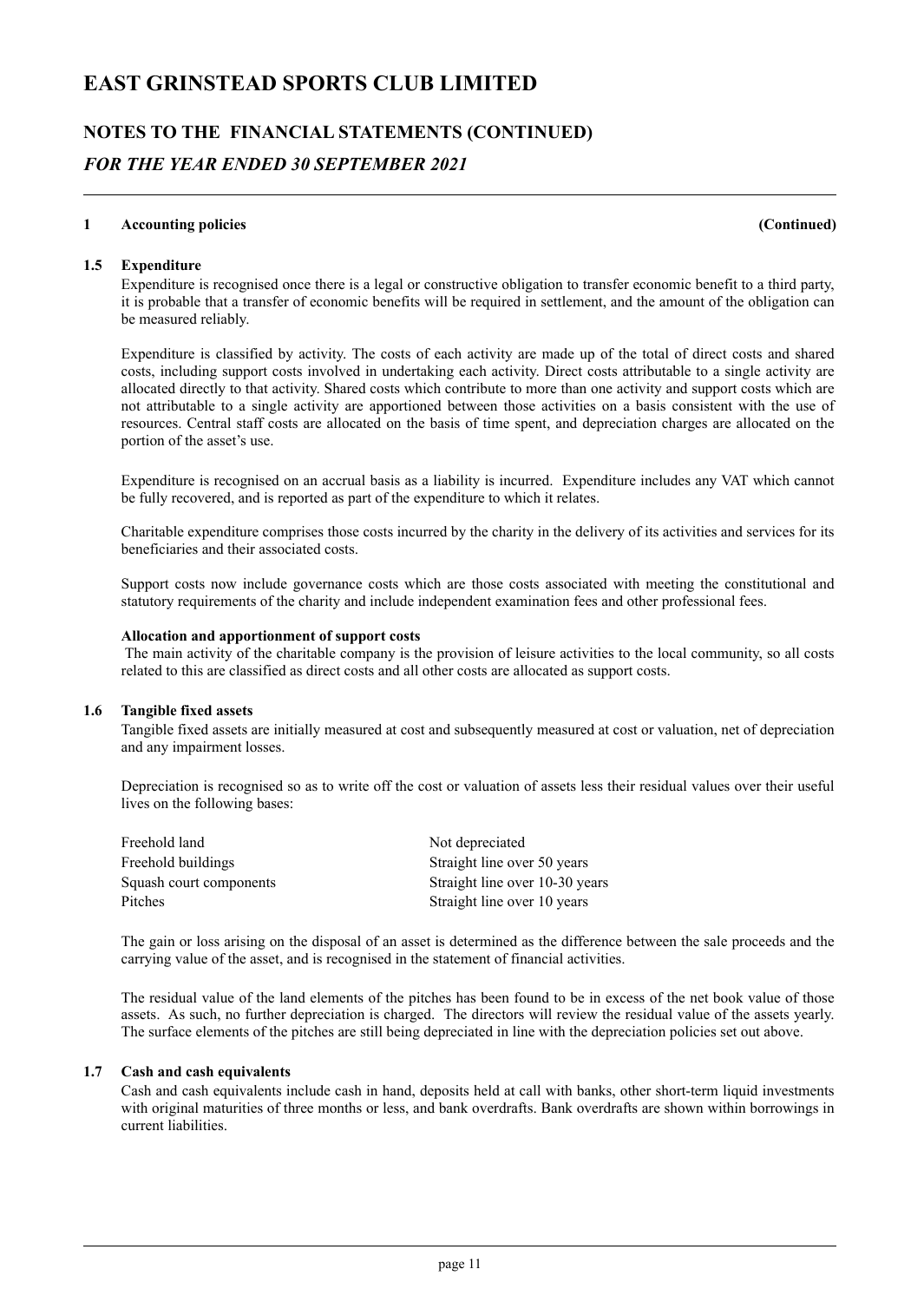# EAST GRINSTEAD SPORTS CLUB LIMITED

## NOTES TO THE FINANCIAL STATEMENTS (CONTINUED)

### *FOR THE YEAR ENDED 30 SEPTEMBER 2021*

**1 Accounting policies (Continued)**

**1.5 Expenditure**

Expenditure is recognised once there is a legal or constructive obligation to transfer economic benefit to a third party, it is probable that a transfer of economic benefits will be required in settlement, and the amount of the obligation can be measured reliably.

Expenditure is classified by activity. The costs of each activity are made up of the total of direct costs and shared costs, including support costs involved in undertaking each activity. Direct costs attributable to a single activity are allocated directly to that activity. Shared costs which contribute to more than one activity and support costs which are not attributable to a single activity are apportioned between those activities on a basis consistent with the use of resources. Central staff costs are allocated on the basis of time spent, and depreciation charges are allocated on the portion of the asset's use.

Expenditure is recognised on an accrual basis as a liability is incurred. Expenditure includes any VAT which cannot be fully recovered, and is reported as part of the expenditure to which it relates.

Charitable expenditure comprises those costs incurred by the charity in the delivery of its activities and services for its beneficiaries and their associated costs.

Support costs now include governance costs which are those costs associated with meeting the constitutional and statutory requirements of the charity and include independent examination fees and other professional fees.

**Allocation and apportionment of support costs**

The main activity of the charitable company is the provision of leisure activities to the local community, so all costs related to this are classified as direct costs and all other costs are allocated as support costs.

**1.6 Tangible fixed assets**

Tangible fixed assets are initially measured at cost and subsequently measured at cost or valuation, net of depreciation and any impairment losses.

Depreciation is recognised so as to write off the cost or valuation of assets less their residual values over their useful lives on the following bases:

| | |
|---|---|
| Freehold land | Not depreciated |
| Freehold buildings | Straight line over 50 years |
| Squash court components | Straight line over 10-30 years |
| Pitches | Straight line over 10 years |

The gain or loss arising on the disposal of an asset is determined as the difference between the sale proceeds and the carrying value of the asset, and is recognised in the statement of financial activities.

The residual value of the land elements of the pitches has been found to be in excess of the net book value of those assets. As such, no further depreciation is charged. The directors will review the residual value of the assets yearly. The surface elements of the pitches are still being depreciated in line with the depreciation policies set out above.

**1.7 Cash and cash equivalents**

Cash and cash equivalents include cash in hand, deposits held at call with banks, other short-term liquid investments with original maturities of three months or less, and bank overdrafts. Bank overdrafts are shown within borrowings in current liabilities.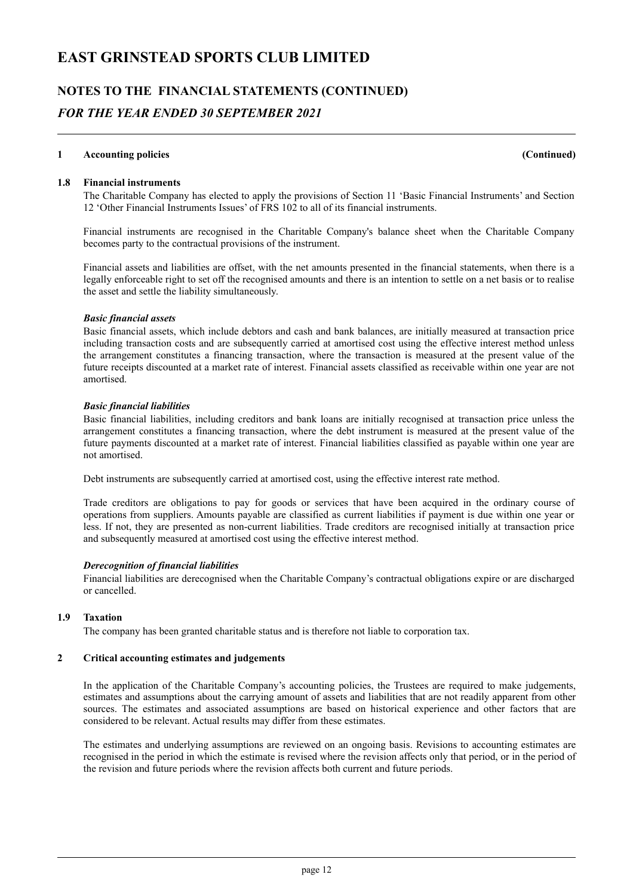# EAST GRINSTEAD SPORTS CLUB LIMITED

## NOTES TO THE FINANCIAL STATEMENTS (CONTINUED)

### *FOR THE YEAR ENDED 30 SEPTEMBER 2021*

**1 Accounting policies (Continued)**

**1.8 Financial instruments**

The Charitable Company has elected to apply the provisions of Section 11 'Basic Financial Instruments' and Section 12 'Other Financial Instruments Issues' of FRS 102 to all of its financial instruments.

Financial instruments are recognised in the Charitable Company's balance sheet when the Charitable Company becomes party to the contractual provisions of the instrument.

Financial assets and liabilities are offset, with the net amounts presented in the financial statements, when there is a legally enforceable right to set off the recognised amounts and there is an intention to settle on a net basis or to realise the asset and settle the liability simultaneously.

***Basic financial assets***

Basic financial assets, which include debtors and cash and bank balances, are initially measured at transaction price including transaction costs and are subsequently carried at amortised cost using the effective interest method unless the arrangement constitutes a financing transaction, where the transaction is measured at the present value of the future receipts discounted at a market rate of interest. Financial assets classified as receivable within one year are not amortised.

***Basic financial liabilities***

Basic financial liabilities, including creditors and bank loans are initially recognised at transaction price unless the arrangement constitutes a financing transaction, where the debt instrument is measured at the present value of the future payments discounted at a market rate of interest. Financial liabilities classified as payable within one year are not amortised.

Debt instruments are subsequently carried at amortised cost, using the effective interest rate method.

Trade creditors are obligations to pay for goods or services that have been acquired in the ordinary course of operations from suppliers. Amounts payable are classified as current liabilities if payment is due within one year or less. If not, they are presented as non-current liabilities. Trade creditors are recognised initially at transaction price and subsequently measured at amortised cost using the effective interest method.

***Derecognition of financial liabilities***

Financial liabilities are derecognised when the Charitable Company's contractual obligations expire or are discharged or cancelled.

**1.9 Taxation**

The company has been granted charitable status and is therefore not liable to corporation tax.

**2 Critical accounting estimates and judgements**

In the application of the Charitable Company's accounting policies, the Trustees are required to make judgements, estimates and assumptions about the carrying amount of assets and liabilities that are not readily apparent from other sources. The estimates and associated assumptions are based on historical experience and other factors that are considered to be relevant. Actual results may differ from these estimates.

The estimates and underlying assumptions are reviewed on an ongoing basis. Revisions to accounting estimates are recognised in the period in which the estimate is revised where the revision affects only that period, or in the period of the revision and future periods where the revision affects both current and future periods.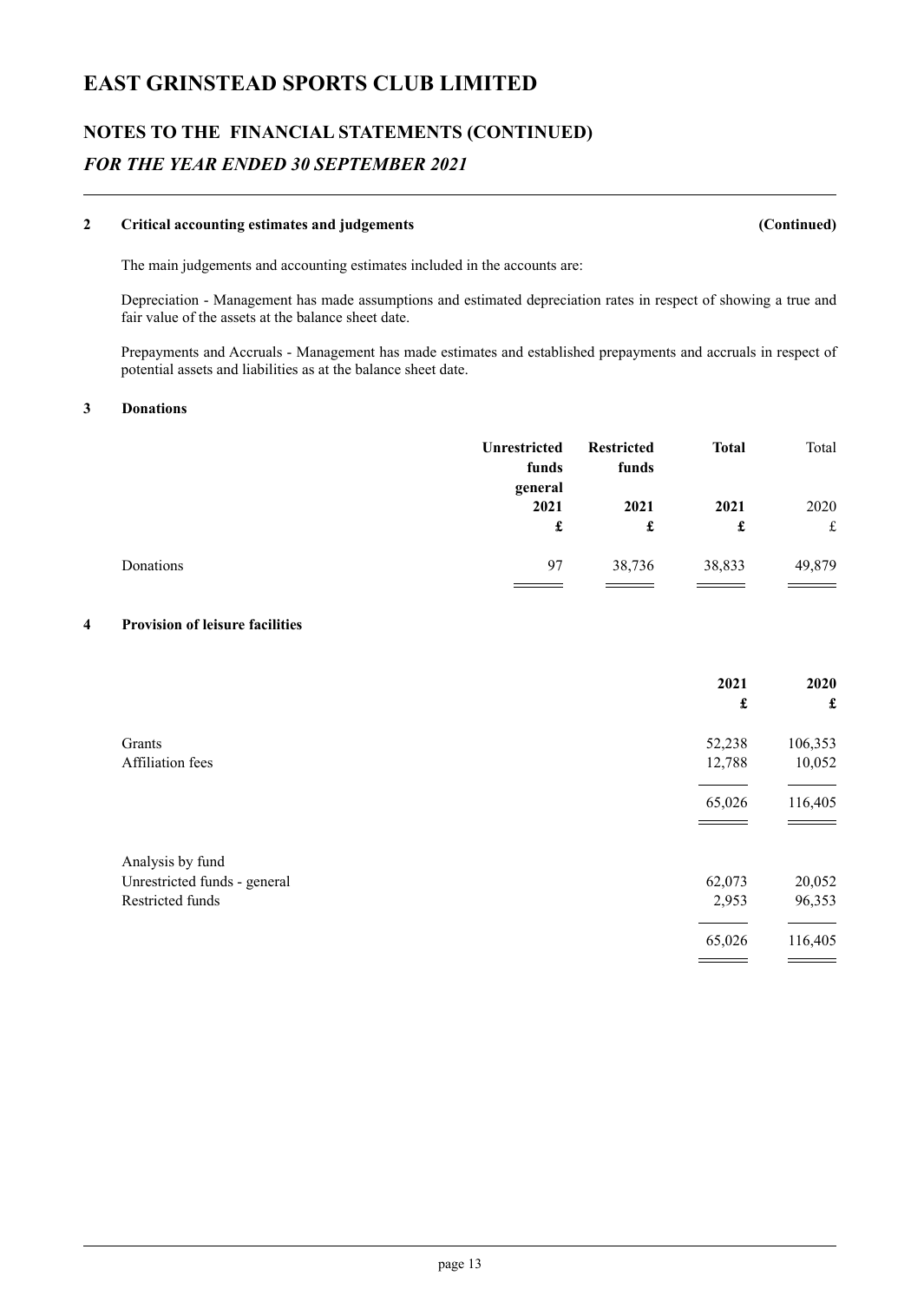# EAST GRINSTEAD SPORTS CLUB LIMITED

## NOTES TO THE FINANCIAL STATEMENTS (CONTINUED)

### *FOR THE YEAR ENDED 30 SEPTEMBER 2021*

**2 Critical accounting estimates and judgements (Continued)**

The main judgements and accounting estimates included in the accounts are:

Depreciation - Management has made assumptions and estimated depreciation rates in respect of showing a true and fair value of the assets at the balance sheet date.

Prepayments and Accruals - Management has made estimates and established prepayments and accruals in respect of potential assets and liabilities as at the balance sheet date.

**3 Donations**

| | **Unrestricted funds general** | **Restricted funds** | **Total** | Total |
|---|---|---|---|---|
| | **2021** | **2021** | **2021** | 2020 |
| | **£** | **£** | **£** | £ |
| Donations | 97 | 38,736 | 38,833 | 49,879 |

**4 Provision of leisure facilities**

| | **2021** | **2020** |
|---|---|---|
| | **£** | **£** |
| Grants | 52,238 | 106,353 |
| Affiliation fees | 12,788 | 10,052 |
| | 65,026 | 116,405 |
| Analysis by fund | | |
| Unrestricted funds - general | 62,073 | 20,052 |
| Restricted funds | 2,953 | 96,353 |
| | 65,026 | 116,405 |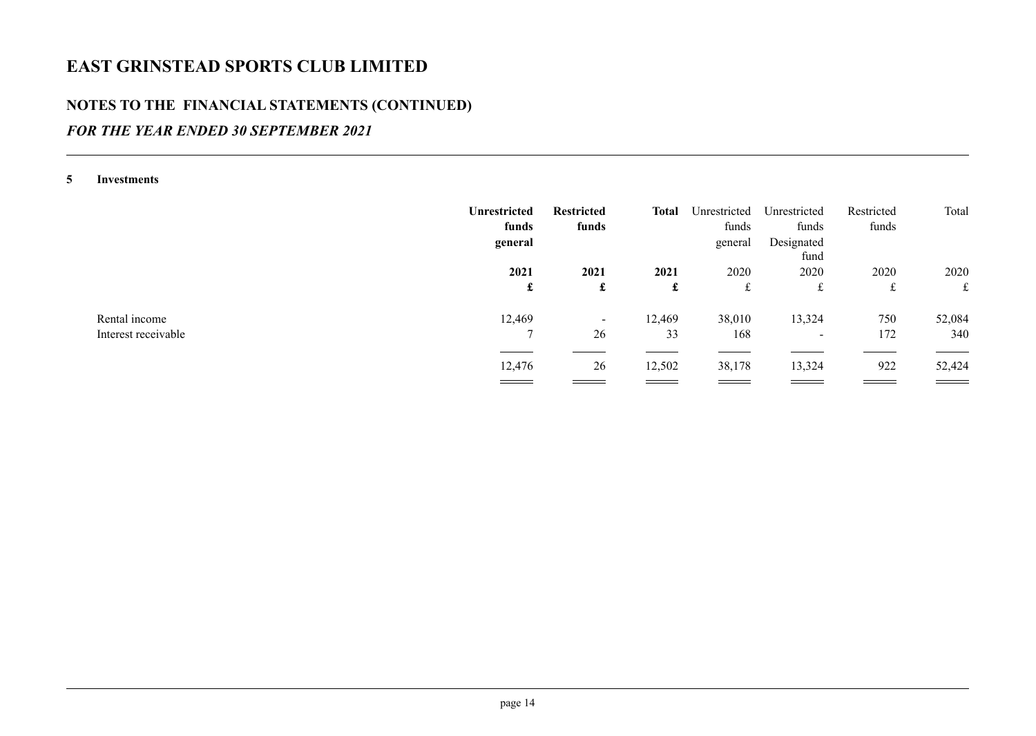# EAST GRINSTEAD SPORTS CLUB LIMITED

## NOTES TO THE FINANCIAL STATEMENTS (CONTINUED)

### *FOR THE YEAR ENDED 30 SEPTEMBER 2021*

**5 Investments**

| | **Unrestricted funds general** | **Restricted funds** | **Total** | Unrestricted funds general | Unrestricted funds Designated fund | Restricted funds | Total |
|---|---|---|---|---|---|---|---|
| | **2021** | **2021** | **2021** | 2020 | 2020 | 2020 | 2020 |
| | **£** | **£** | **£** | £ | £ | £ | £ |
| Rental income | 12,469 | - | 12,469 | 38,010 | 13,324 | 750 | 52,084 |
| Interest receivable | 7 | 26 | 33 | 168 | - | 172 | 340 |
| | 12,476 | 26 | 12,502 | 38,178 | 13,324 | 922 | 52,424 |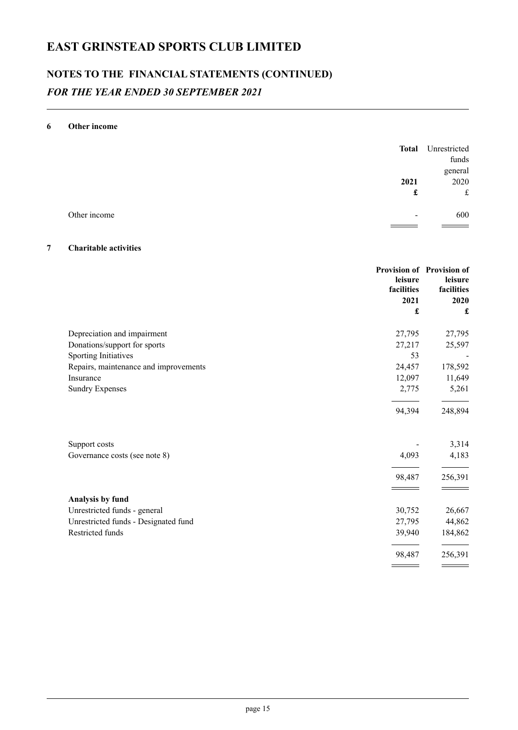# EAST GRINSTEAD SPORTS CLUB LIMITED

## NOTES TO THE FINANCIAL STATEMENTS (CONTINUED)

### *FOR THE YEAR ENDED 30 SEPTEMBER 2021*

**6 Other income**

| | **Total** | Unrestricted funds general |
|---|---|---|
| | **2021** | 2020 |
| | **£** | £ |
| Other income | - | 600 |

**7 Charitable activities**

| | **Provision of leisure facilities** | **Provision of leisure facilities** |
|---|---|---|
| | **2021** | **2020** |
| | **£** | **£** |
| Depreciation and impairment | 27,795 | 27,795 |
| Donations/support for sports | 27,217 | 25,597 |
| Sporting Initiatives | 53 | - |
| Repairs, maintenance and improvements | 24,457 | 178,592 |
| Insurance | 12,097 | 11,649 |
| Sundry Expenses | 2,775 | 5,261 |
| | 94,394 | 248,894 |
| | | |
| Support costs | - | 3,314 |
| Governance costs (see note 8) | 4,093 | 4,183 |
| | 98,487 | 256,391 |
| **Analysis by fund** | | |
| Unrestricted funds - general | 30,752 | 26,667 |
| Unrestricted funds - Designated fund | 27,795 | 44,862 |
| Restricted funds | 39,940 | 184,862 |
| | 98,487 | 256,391 |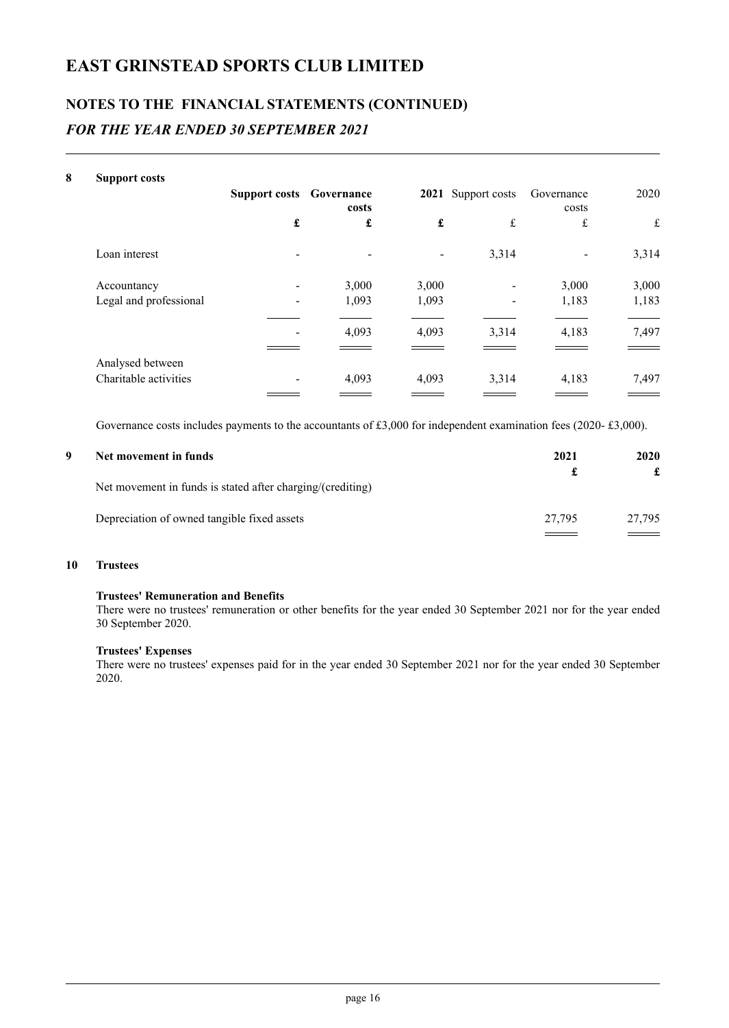# EAST GRINSTEAD SPORTS CLUB LIMITED

## NOTES TO THE FINANCIAL STATEMENTS (CONTINUED)

### *FOR THE YEAR ENDED 30 SEPTEMBER 2021*

**8 Support costs**

| | **Support costs** | **Governance costs** | **2021** | Support costs | Governance costs | 2020 |
|---|---|---|---|---|---|---|
| | **£** | **£** | **£** | £ | £ | £ |
| Loan interest | - | - | - | 3,314 | - | 3,314 |
| Accountancy | - | 3,000 | 3,000 | - | 3,000 | 3,000 |
| Legal and professional | - | 1,093 | 1,093 | - | 1,183 | 1,183 |
| | - | 4,093 | 4,093 | 3,314 | 4,183 | 7,497 |
| Analysed between | | | | | | |
| Charitable activities | - | 4,093 | 4,093 | 3,314 | 4,183 | 7,497 |

Governance costs includes payments to the accountants of £3,000 for independent examination fees (2020- £3,000).

**9 Net movement in funds**

| | **2021** | **2020** |
|---|---|---|
| | **£** | **£** |
| Net movement in funds is stated after charging/(crediting) | | |
| Depreciation of owned tangible fixed assets | 27,795 | 27,795 |

**10 Trustees**

**Trustees' Remuneration and Benefits**
There were no trustees' remuneration or other benefits for the year ended 30 September 2021 nor for the year ended 30 September 2020.

**Trustees' Expenses**
There were no trustees' expenses paid for in the year ended 30 September 2021 nor for the year ended 30 September 2020.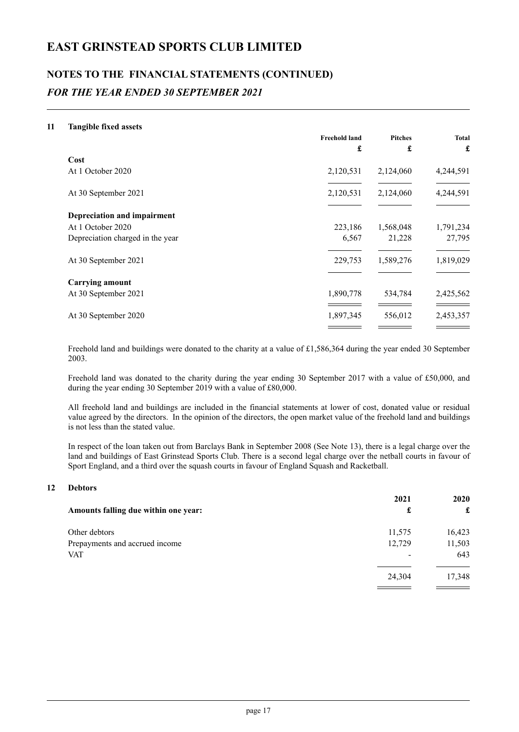# EAST GRINSTEAD SPORTS CLUB LIMITED

## NOTES TO THE FINANCIAL STATEMENTS (CONTINUED)

### *FOR THE YEAR ENDED 30 SEPTEMBER 2021*

**11 Tangible fixed assets**

| | Freehold land | Pitches | Total |
|---|---|---|---|
| | £ | £ | £ |
| **Cost** | | | |
| At 1 October 2020 | 2,120,531 | 2,124,060 | 4,244,591 |
| At 30 September 2021 | 2,120,531 | 2,124,060 | 4,244,591 |
| **Depreciation and impairment** | | | |
| At 1 October 2020 | 223,186 | 1,568,048 | 1,791,234 |
| Depreciation charged in the year | 6,567 | 21,228 | 27,795 |
| At 30 September 2021 | 229,753 | 1,589,276 | 1,819,029 |
| **Carrying amount** | | | |
| At 30 September 2021 | 1,890,778 | 534,784 | 2,425,562 |
| At 30 September 2020 | 1,897,345 | 556,012 | 2,453,357 |

Freehold land and buildings were donated to the charity at a value of £1,586,364 during the year ended 30 September 2003.

Freehold land was donated to the charity during the year ending 30 September 2017 with a value of £50,000, and during the year ending 30 September 2019 with a value of £80,000.

All freehold land and buildings are included in the financial statements at lower of cost, donated value or residual value agreed by the directors. In the opinion of the directors, the open market value of the freehold land and buildings is not less than the stated value.

In respect of the loan taken out from Barclays Bank in September 2008 (See Note 13), there is a legal charge over the land and buildings of East Grinstead Sports Club. There is a second legal charge over the netball courts in favour of Sport England, and a third over the squash courts in favour of England Squash and Racketball.

**12 Debtors**

| | 2021 | 2020 |
|---|---|---|
| **Amounts falling due within one year:** | £ | £ |
| Other debtors | 11,575 | 16,423 |
| Prepayments and accrued income | 12,729 | 11,503 |
| VAT | - | 643 |
| | 24,304 | 17,348 |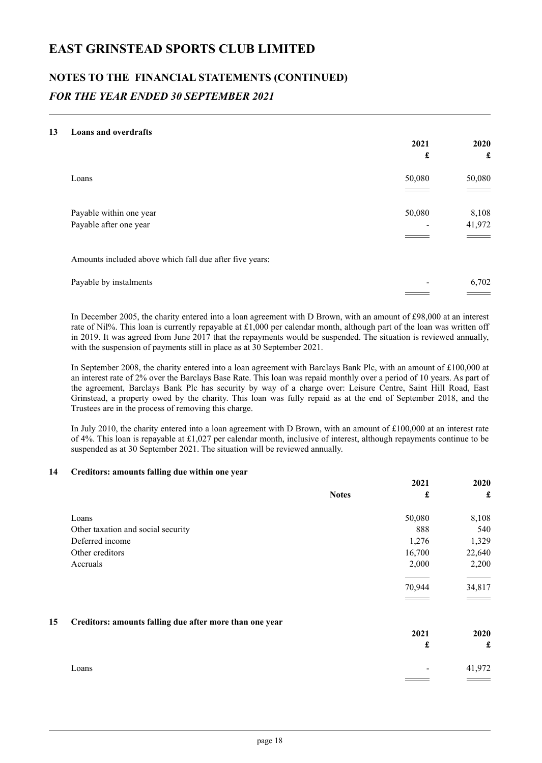# EAST GRINSTEAD SPORTS CLUB LIMITED

## NOTES TO THE FINANCIAL STATEMENTS (CONTINUED)

### *FOR THE YEAR ENDED 30 SEPTEMBER 2021*

**13 Loans and overdrafts**

| | 2021 £ | 2020 £ |
|---|---|---|
| Loans | 50,080 | 50,080 |
| | | |
| Payable within one year | 50,080 | 8,108 |
| Payable after one year | - | 41,972 |
| | | |
| Amounts included above which fall due after five years: | | |
| | | |
| Payable by instalments | - | 6,702 |

In December 2005, the charity entered into a loan agreement with D Brown, with an amount of £98,000 at an interest rate of Nil%. This loan is currently repayable at £1,000 per calendar month, although part of the loan was written off in 2019. It was agreed from June 2017 that the repayments would be suspended. The situation is reviewed annually, with the suspension of payments still in place as at 30 September 2021.

In September 2008, the charity entered into a loan agreement with Barclays Bank Plc, with an amount of £100,000 at an interest rate of 2% over the Barclays Base Rate. This loan was repaid monthly over a period of 10 years. As part of the agreement, Barclays Bank Plc has security by way of a charge over: Leisure Centre, Saint Hill Road, East Grinstead, a property owed by the charity. This loan was fully repaid as at the end of September 2018, and the Trustees are in the process of removing this charge.

In July 2010, the charity entered into a loan agreement with D Brown, with an amount of £100,000 at an interest rate of 4%. This loan is repayable at £1,027 per calendar month, inclusive of interest, although repayments continue to be suspended as at 30 September 2021. The situation will be reviewed annually.

**14 Creditors: amounts falling due within one year**

| | Notes | 2021 £ | 2020 £ |
|---|---|---|---|
| Loans | | 50,080 | 8,108 |
| Other taxation and social security | | 888 | 540 |
| Deferred income | | 1,276 | 1,329 |
| Other creditors | | 16,700 | 22,640 |
| Accruals | | 2,000 | 2,200 |
| | | 70,944 | 34,817 |

**15 Creditors: amounts falling due after more than one year**

| | 2021 £ | 2020 £ |
|---|---|---|
| Loans | - | 41,972 |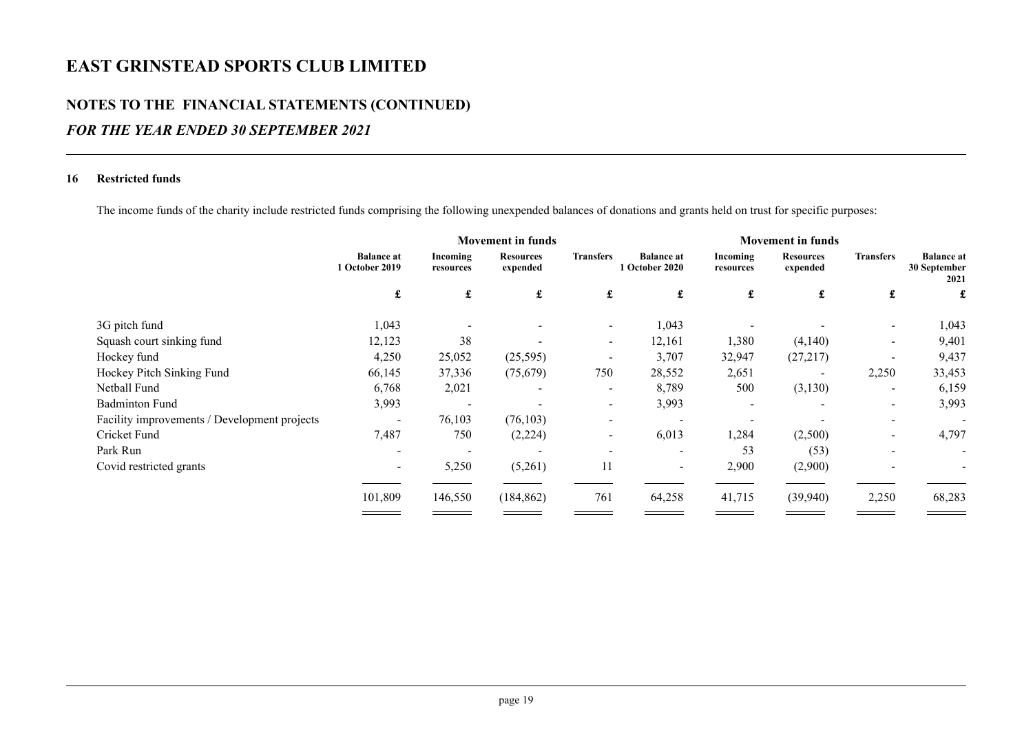# EAST GRINSTEAD SPORTS CLUB LIMITED

## NOTES TO THE FINANCIAL STATEMENTS (CONTINUED)

### *FOR THE YEAR ENDED 30 SEPTEMBER 2021*

**16 Restricted funds**

The income funds of the charity include restricted funds comprising the following unexpended balances of donations and grants held on trust for specific purposes:

| | | Movement in funds | | | | Movement in funds | | | |
|---|---|---|---|---|---|---|---|---|---|
| | **Balance at 1 October 2019** | **Incoming resources** | **Resources expended** | **Transfers** | **Balance at 1 October 2020** | **Incoming resources** | **Resources expended** | **Transfers** | **Balance at 30 September 2021** |
| | **£** | **£** | **£** | **£** | **£** | **£** | **£** | **£** | **£** |
| 3G pitch fund | 1,043 | - | - | - | 1,043 | - | - | - | 1,043 |
| Squash court sinking fund | 12,123 | 38 | - | - | 12,161 | 1,380 | (4,140) | - | 9,401 |
| Hockey fund | 4,250 | 25,052 | (25,595) | - | 3,707 | 32,947 | (27,217) | - | 9,437 |
| Hockey Pitch Sinking Fund | 66,145 | 37,336 | (75,679) | 750 | 28,552 | 2,651 | - | 2,250 | 33,453 |
| Netball Fund | 6,768 | 2,021 | - | - | 8,789 | 500 | (3,130) | - | 6,159 |
| Badminton Fund | 3,993 | - | - | - | 3,993 | - | - | - | 3,993 |
| Facility improvements / Development projects | - | 76,103 | (76,103) | - | - | - | - | - | - |
| Cricket Fund | 7,487 | 750 | (2,224) | - | 6,013 | 1,284 | (2,500) | - | 4,797 |
| Park Run | - | - | - | - | - | 53 | (53) | - | - |
| Covid restricted grants | - | 5,250 | (5,261) | 11 | - | 2,900 | (2,900) | - | - |
| | 101,809 | 146,550 | (184,862) | 761 | 64,258 | 41,715 | (39,940) | 2,250 | 68,283 |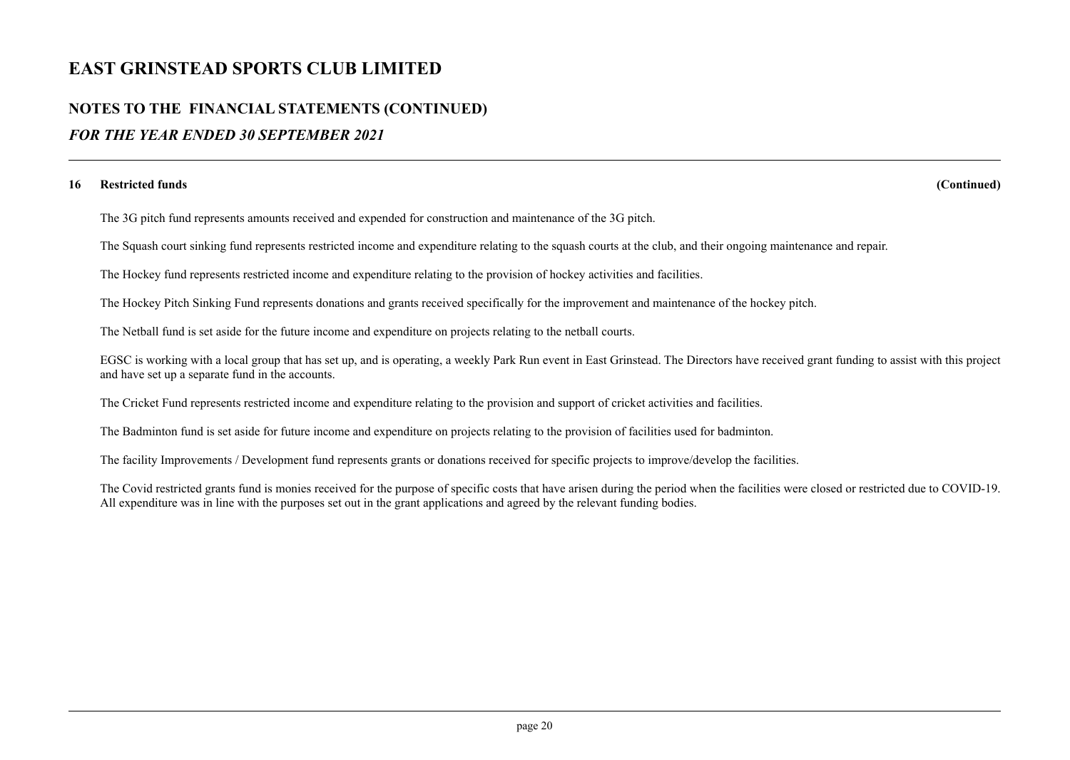# EAST GRINSTEAD SPORTS CLUB LIMITED

## NOTES TO THE FINANCIAL STATEMENTS (CONTINUED)

### *FOR THE YEAR ENDED 30 SEPTEMBER 2021*

**16 Restricted funds (Continued)**

The 3G pitch fund represents amounts received and expended for construction and maintenance of the 3G pitch.

The Squash court sinking fund represents restricted income and expenditure relating to the squash courts at the club, and their ongoing maintenance and repair.

The Hockey fund represents restricted income and expenditure relating to the provision of hockey activities and facilities.

The Hockey Pitch Sinking Fund represents donations and grants received specifically for the improvement and maintenance of the hockey pitch.

The Netball fund is set aside for the future income and expenditure on projects relating to the netball courts.

EGSC is working with a local group that has set up, and is operating, a weekly Park Run event in East Grinstead. The Directors have received grant funding to assist with this project and have set up a separate fund in the accounts.

The Cricket Fund represents restricted income and expenditure relating to the provision and support of cricket activities and facilities.

The Badminton fund is set aside for future income and expenditure on projects relating to the provision of facilities used for badminton.

The facility Improvements / Development fund represents grants or donations received for specific projects to improve/develop the facilities.

The Covid restricted grants fund is monies received for the purpose of specific costs that have arisen during the period when the facilities were closed or restricted due to COVID-19. All expenditure was in line with the purposes set out in the grant applications and agreed by the relevant funding bodies.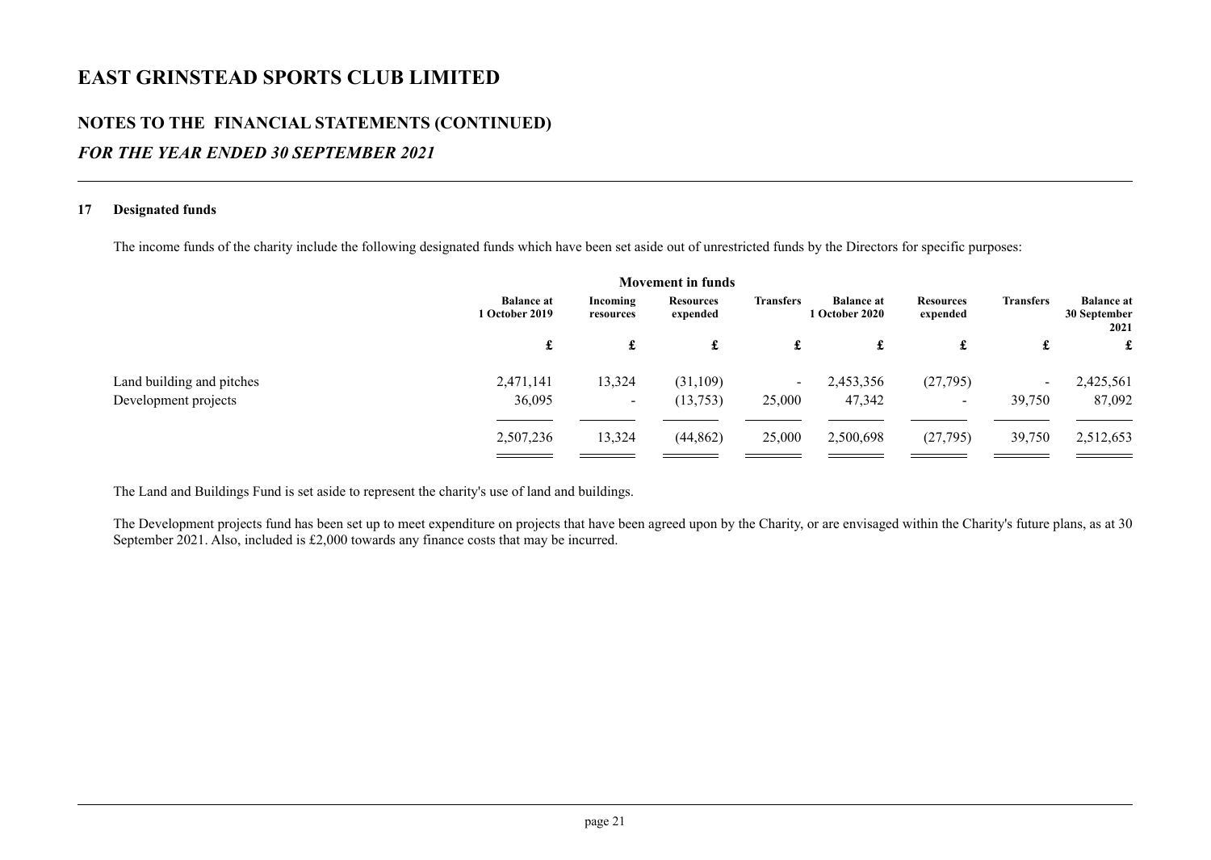# EAST GRINSTEAD SPORTS CLUB LIMITED

## NOTES TO THE FINANCIAL STATEMENTS (CONTINUED)

### *FOR THE YEAR ENDED 30 SEPTEMBER 2021*

**17 Designated funds**

The income funds of the charity include the following designated funds which have been set aside out of unrestricted funds by the Directors for specific purposes:

| | Movement in funds | | | | | | | |
|---|---|---|---|---|---|---|---|---|
| | **Balance at 1 October 2019** | **Incoming resources** | **Resources expended** | **Transfers** | **Balance at 1 October 2020** | **Resources expended** | **Transfers** | **Balance at 30 September 2021** |
| | £ | £ | £ | £ | £ | £ | £ | £ |
| Land building and pitches | 2,471,141 | 13,324 | (31,109) | - | 2,453,356 | (27,795) | - | 2,425,561 |
| Development projects | 36,095 | - | (13,753) | 25,000 | 47,342 | - | 39,750 | 87,092 |
| | 2,507,236 | 13,324 | (44,862) | 25,000 | 2,500,698 | (27,795) | 39,750 | 2,512,653 |

The Land and Buildings Fund is set aside to represent the charity's use of land and buildings.

The Development projects fund has been set up to meet expenditure on projects that have been agreed upon by the Charity, or are envisaged within the Charity's future plans, as at 30 September 2021. Also, included is £2,000 towards any finance costs that may be incurred.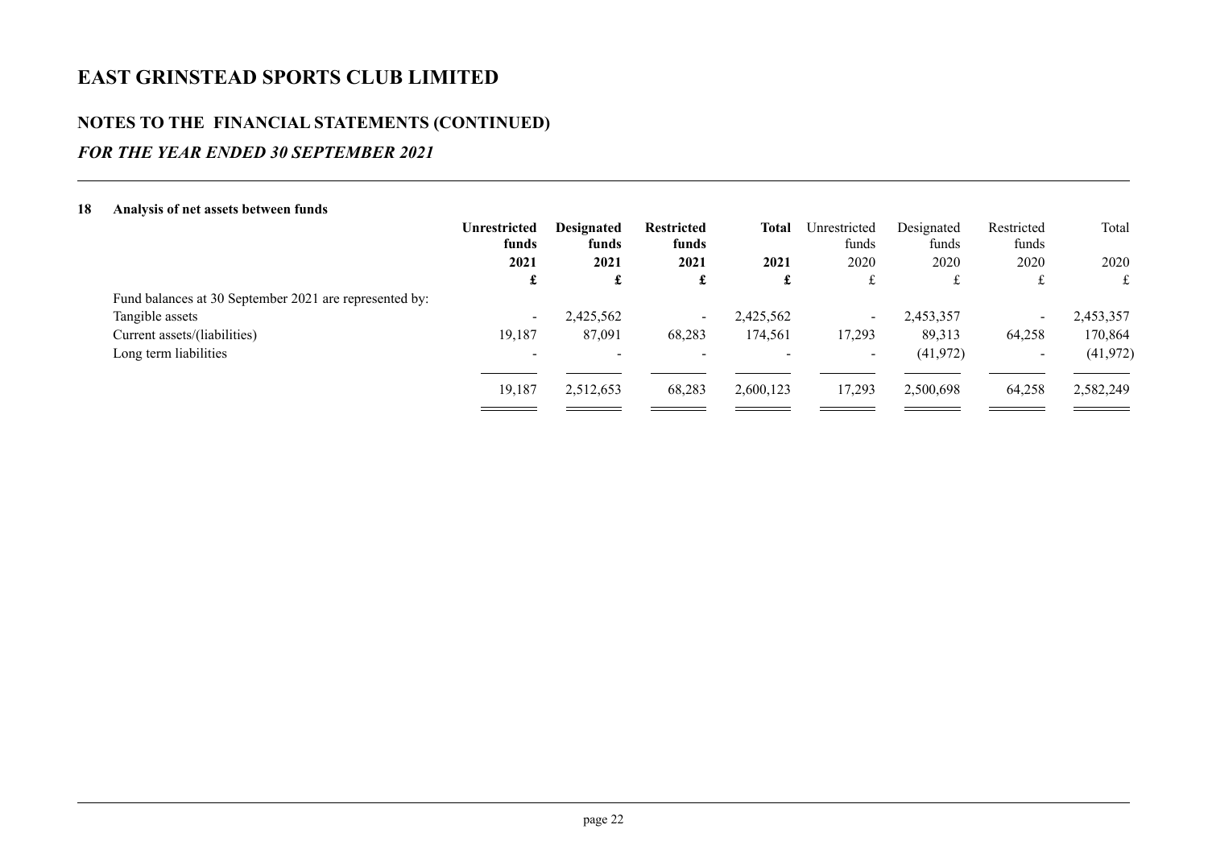# EAST GRINSTEAD SPORTS CLUB LIMITED

## NOTES TO THE FINANCIAL STATEMENTS (CONTINUED)

### *FOR THE YEAR ENDED 30 SEPTEMBER 2021*

**18 Analysis of net assets between funds**

| | **Unrestricted funds** | **Designated funds** | **Restricted funds** | **Total** | Unrestricted funds | Designated funds | Restricted funds | Total |
|---|---|---|---|---|---|---|---|---|
| | **2021** | **2021** | **2021** | **2021** | 2020 | 2020 | 2020 | 2020 |
| | **£** | **£** | **£** | **£** | £ | £ | £ | £ |
| Fund balances at 30 September 2021 are represented by: | | | | | | | | |
| Tangible assets | - | 2,425,562 | - | 2,425,562 | - | 2,453,357 | - | 2,453,357 |
| Current assets/(liabilities) | 19,187 | 87,091 | 68,283 | 174,561 | 17,293 | 89,313 | 64,258 | 170,864 |
| Long term liabilities | - | - | - | - | - | (41,972) | - | (41,972) |
| | 19,187 | 2,512,653 | 68,283 | 2,600,123 | 17,293 | 2,500,698 | 64,258 | 2,582,249 |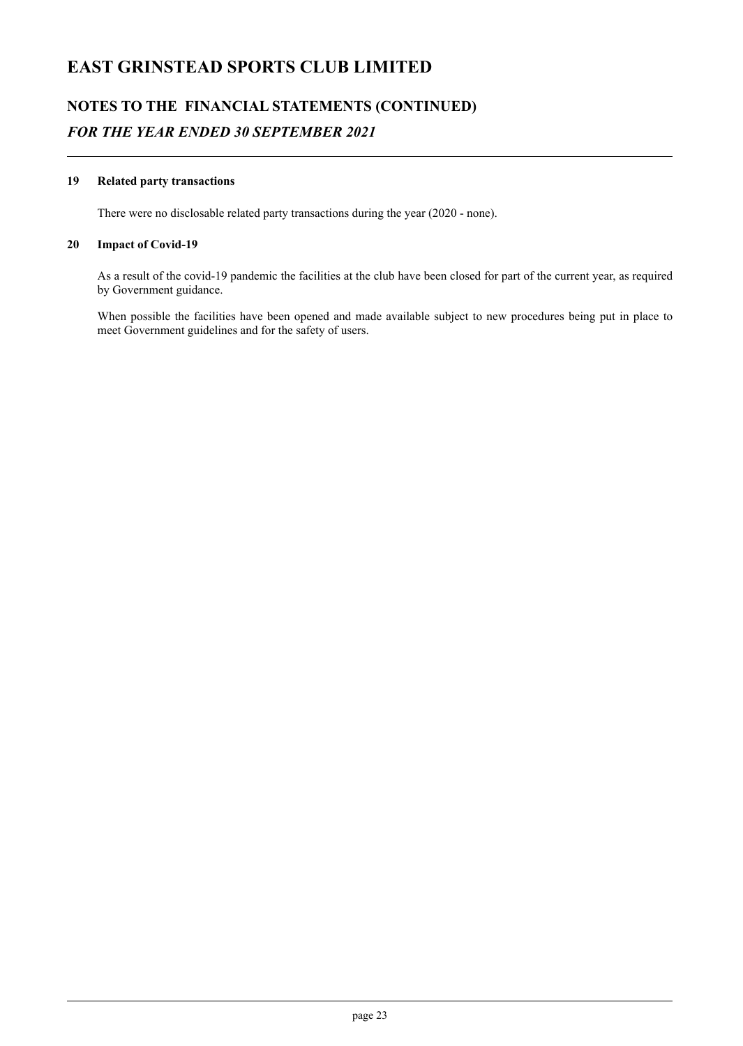# EAST GRINSTEAD SPORTS CLUB LIMITED

## NOTES TO THE FINANCIAL STATEMENTS (CONTINUED)

### *FOR THE YEAR ENDED 30 SEPTEMBER 2021*

**19 Related party transactions**

There were no disclosable related party transactions during the year (2020 - none).

**20 Impact of Covid-19**

As a result of the covid-19 pandemic the facilities at the club have been closed for part of the current year, as required by Government guidance.

When possible the facilities have been opened and made available subject to new procedures being put in place to meet Government guidelines and for the safety of users.